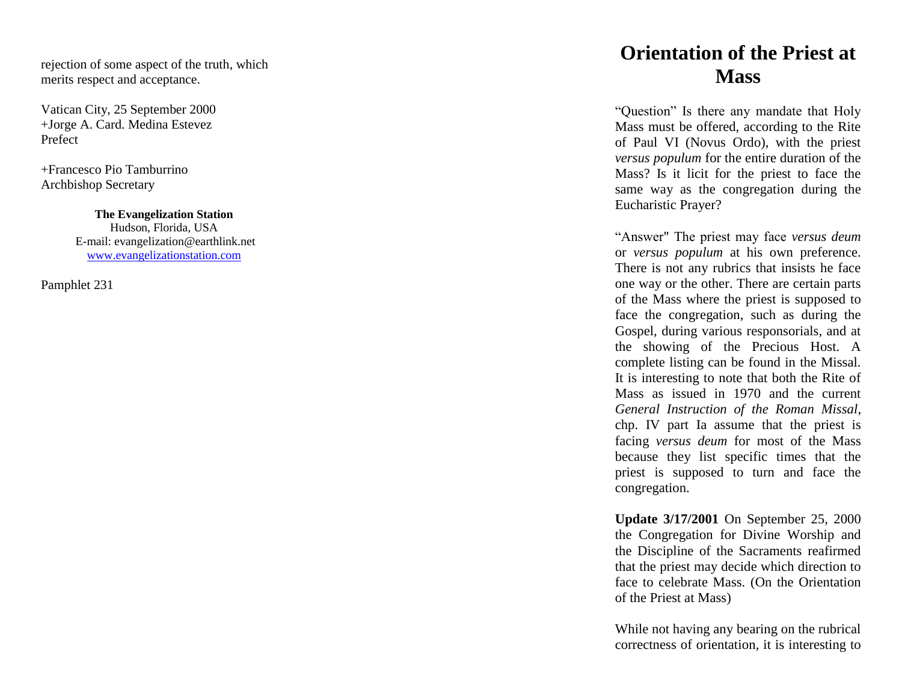rejection of some aspect of the truth, which merits respect and acceptance.

Vatican City, 25 September 2000
+Jorge A. Card. Medina Estevez
Prefect

+Francesco Pio Tamburrino
Archbishop Secretary

**The Evangelization Station**
Hudson, Florida, USA
E-mail: evangelization@earthlink.net
www.evangelizationstation.com

Pamphlet 231

# Orientation of the Priest at Mass

“Question” Is there any mandate that Holy Mass must be offered, according to the Rite of Paul VI (Novus Ordo), with the priest *versus populum* for the entire duration of the Mass? Is it licit for the priest to face the same way as the congregation during the Eucharistic Prayer?

“Answer" The priest may face *versus deum* or *versus populum* at his own preference. There is not any rubrics that insists he face one way or the other. There are certain parts of the Mass where the priest is supposed to face the congregation, such as during the Gospel, during various responsorials, and at the showing of the Precious Host. A complete listing can be found in the Missal. It is interesting to note that both the Rite of Mass as issued in 1970 and the current *General Instruction of the Roman Missal*, chp. IV part Ia assume that the priest is facing *versus deum* for most of the Mass because they list specific times that the priest is supposed to turn and face the congregation.

**Update 3/17/2001** On September 25, 2000 the Congregation for Divine Worship and the Discipline of the Sacraments reafirmed that the priest may decide which direction to face to celebrate Mass. (On the Orientation of the Priest at Mass)

While not having any bearing on the rubrical correctness of orientation, it is interesting to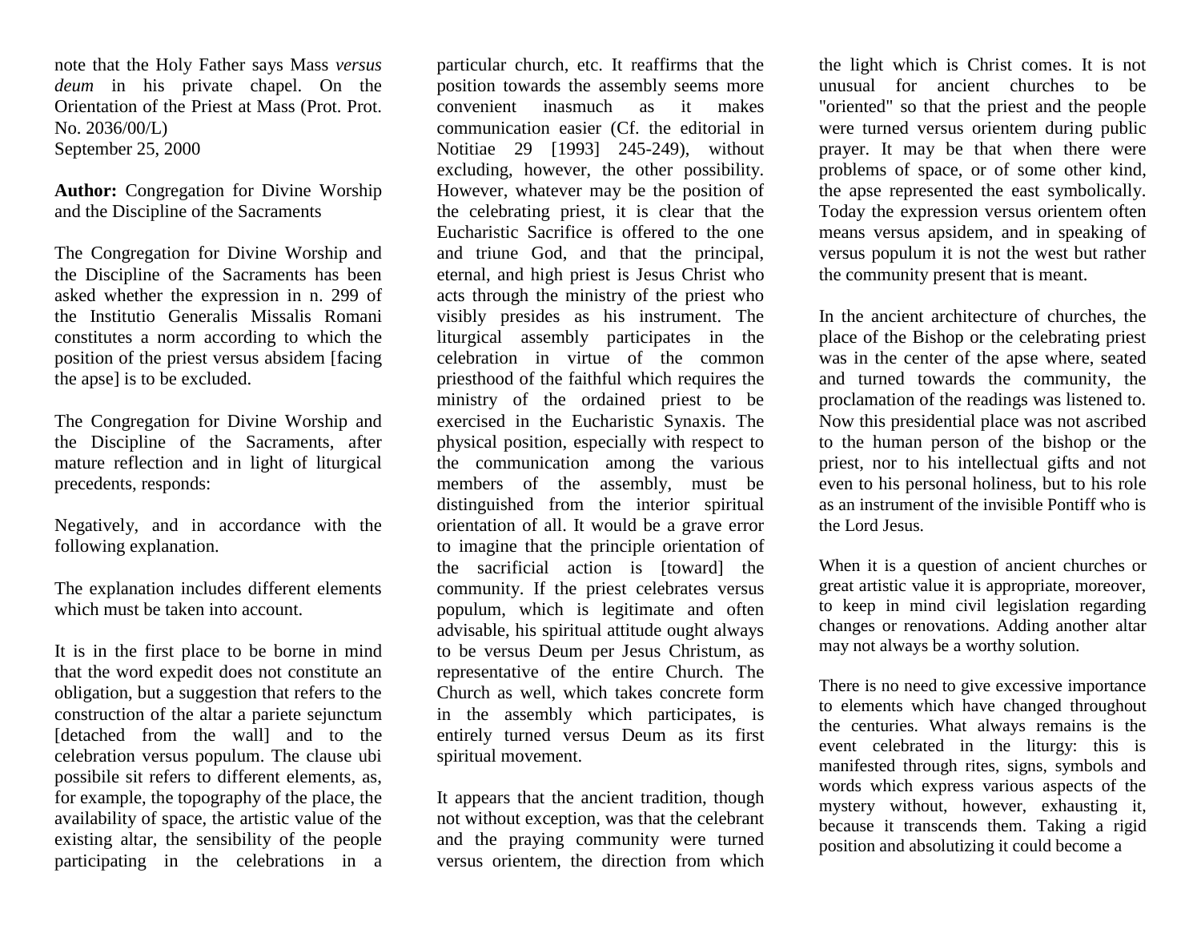note that the Holy Father says Mass *versus deum* in his private chapel. On the Orientation of the Priest at Mass (Prot. Prot. No. 2036/00/L)
September 25, 2000

**Author:** Congregation for Divine Worship and the Discipline of the Sacraments

The Congregation for Divine Worship and the Discipline of the Sacraments has been asked whether the expression in n. 299 of the Institutio Generalis Missalis Romani constitutes a norm according to which the position of the priest versus absidem [facing the apse] is to be excluded.

The Congregation for Divine Worship and the Discipline of the Sacraments, after mature reflection and in light of liturgical precedents, responds:

Negatively, and in accordance with the following explanation.

The explanation includes different elements which must be taken into account.

It is in the first place to be borne in mind that the word expedit does not constitute an obligation, but a suggestion that refers to the construction of the altar a pariete sejunctum [detached from the wall] and to the celebration versus populum. The clause ubi possibile sit refers to different elements, as, for example, the topography of the place, the availability of space, the artistic value of the existing altar, the sensibility of the people participating in the celebrations in a particular church, etc. It reaffirms that the position towards the assembly seems more convenient inasmuch as it makes communication easier (Cf. the editorial in Notitiae 29 [1993] 245-249), without excluding, however, the other possibility. However, whatever may be the position of the celebrating priest, it is clear that the Eucharistic Sacrifice is offered to the one and triune God, and that the principal, eternal, and high priest is Jesus Christ who acts through the ministry of the priest who visibly presides as his instrument. The liturgical assembly participates in the celebration in virtue of the common priesthood of the faithful which requires the ministry of the ordained priest to be exercised in the Eucharistic Synaxis. The physical position, especially with respect to the communication among the various members of the assembly, must be distinguished from the interior spiritual orientation of all. It would be a grave error to imagine that the principle orientation of the sacrificial action is [toward] the community. If the priest celebrates versus populum, which is legitimate and often advisable, his spiritual attitude ought always to be versus Deum per Jesus Christum, as representative of the entire Church. The Church as well, which takes concrete form in the assembly which participates, is entirely turned versus Deum as its first spiritual movement.

It appears that the ancient tradition, though not without exception, was that the celebrant and the praying community were turned versus orientem, the direction from which the light which is Christ comes. It is not unusual for ancient churches to be "oriented" so that the priest and the people were turned versus orientem during public prayer. It may be that when there were problems of space, or of some other kind, the apse represented the east symbolically. Today the expression versus orientem often means versus apsidem, and in speaking of versus populum it is not the west but rather the community present that is meant.

In the ancient architecture of churches, the place of the Bishop or the celebrating priest was in the center of the apse where, seated and turned towards the community, the proclamation of the readings was listened to. Now this presidential place was not ascribed to the human person of the bishop or the priest, nor to his intellectual gifts and not even to his personal holiness, but to his role as an instrument of the invisible Pontiff who is the Lord Jesus.

When it is a question of ancient churches or great artistic value it is appropriate, moreover, to keep in mind civil legislation regarding changes or renovations. Adding another altar may not always be a worthy solution.

There is no need to give excessive importance to elements which have changed throughout the centuries. What always remains is the event celebrated in the liturgy: this is manifested through rites, signs, symbols and words which express various aspects of the mystery without, however, exhausting it, because it transcends them. Taking a rigid position and absolutizing it could become a